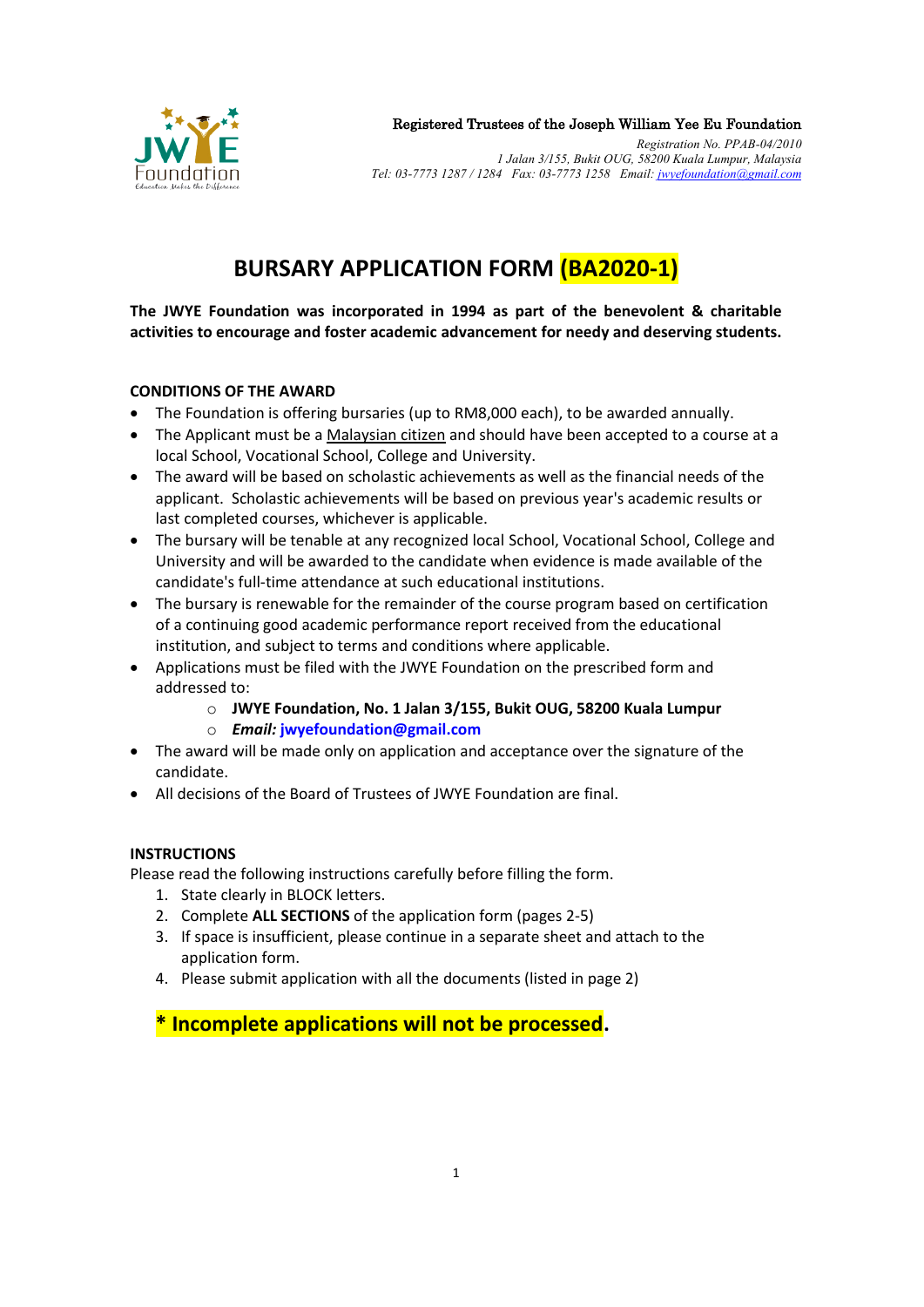Registered Trustees of the Joseph William Yee Eu Foundation

*Registration No. PPAB-04/2010*
*1 Jalan 3/155, Bukit OUG, 58200 Kuala Lumpur, Malaysia*
*Tel: 03-7773 1287 / 1284 Fax: 03-7773 1258 Email: jwyefoundation@gmail.com*

# BURSARY APPLICATION FORM (BA2020-1)

**The JWYE Foundation was incorporated in 1994 as part of the benevolent & charitable activities to encourage and foster academic advancement for needy and deserving students.**

**CONDITIONS OF THE AWARD**

- The Foundation is offering bursaries (up to RM8,000 each), to be awarded annually.
- The Applicant must be a Malaysian citizen and should have been accepted to a course at a local School, Vocational School, College and University.
- The award will be based on scholastic achievements as well as the financial needs of the applicant. Scholastic achievements will be based on previous year's academic results or last completed courses, whichever is applicable.
- The bursary will be tenable at any recognized local School, Vocational School, College and University and will be awarded to the candidate when evidence is made available of the candidate's full-time attendance at such educational institutions.
- The bursary is renewable for the remainder of the course program based on certification of a continuing good academic performance report received from the educational institution, and subject to terms and conditions where applicable.
- Applications must be filed with the JWYE Foundation on the prescribed form and addressed to:
  - **JWYE Foundation, No. 1 Jalan 3/155, Bukit OUG, 58200 Kuala Lumpur**
  - ***Email:* jwyefoundation@gmail.com**
- The award will be made only on application and acceptance over the signature of the candidate.
- All decisions of the Board of Trustees of JWYE Foundation are final.

**INSTRUCTIONS**

Please read the following instructions carefully before filling the form.

1. State clearly in BLOCK letters.
2. Complete **ALL SECTIONS** of the application form (pages 2-5)
3. If space is insufficient, please continue in a separate sheet and attach to the application form.
4. Please submit application with all the documents (listed in page 2)

**\* Incomplete applications will not be processed.**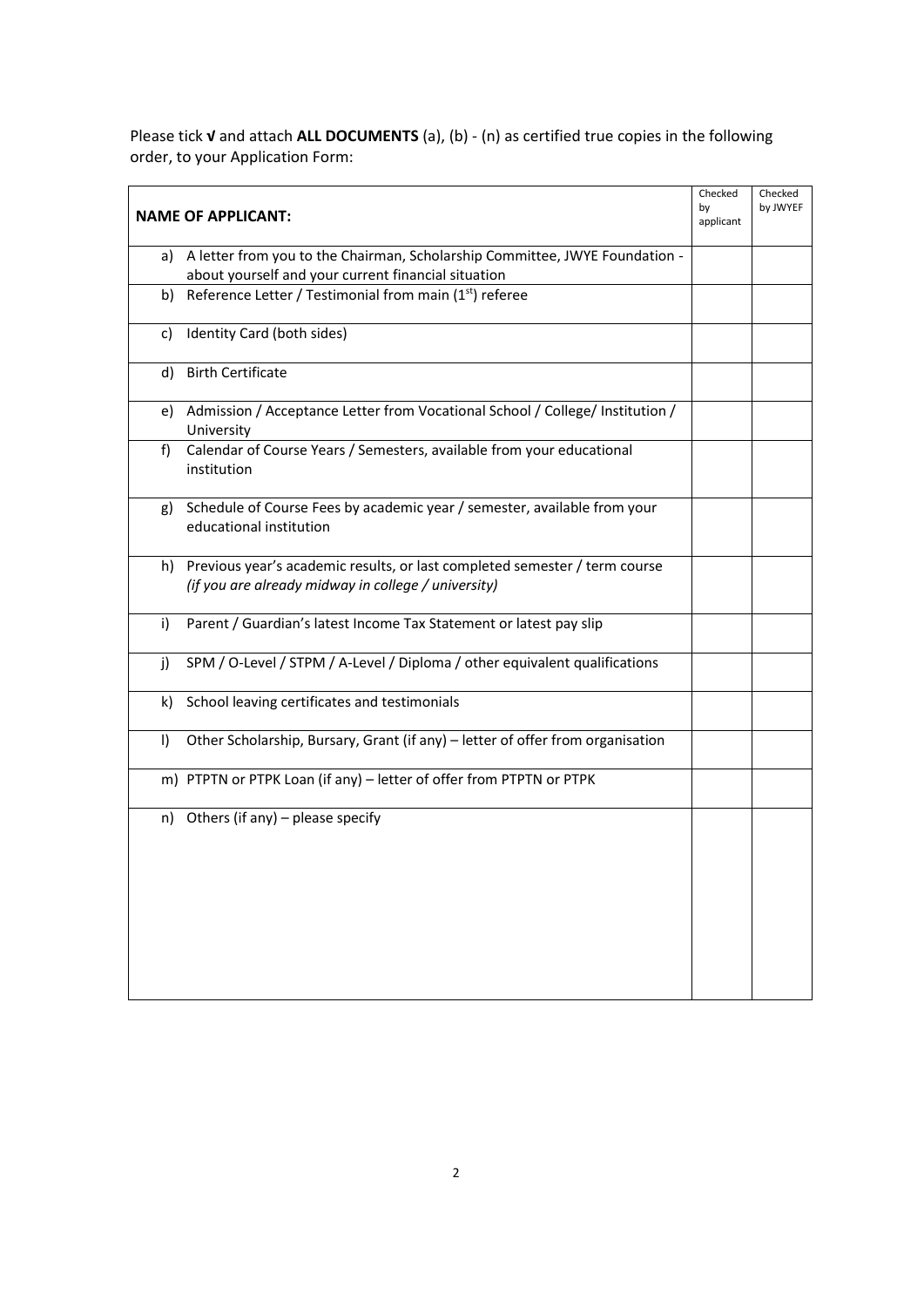Please tick **√** and attach **ALL DOCUMENTS** (a), (b) - (n) as certified true copies in the following order, to your Application Form:

| **NAME OF APPLICANT:** | Checked by applicant | Checked by JWYEF |
|---|---|---|
| a) A letter from you to the Chairman, Scholarship Committee, JWYE Foundation - about yourself and your current financial situation | | |
| b) Reference Letter / Testimonial from main (1st) referee | | |
| c) Identity Card (both sides) | | |
| d) Birth Certificate | | |
| e) Admission / Acceptance Letter from Vocational School / College/ Institution / University | | |
| f) Calendar of Course Years / Semesters, available from your educational institution | | |
| g) Schedule of Course Fees by academic year / semester, available from your educational institution | | |
| h) Previous year's academic results, or last completed semester / term course *(if you are already midway in college / university)* | | |
| i) Parent / Guardian's latest Income Tax Statement or latest pay slip | | |
| j) SPM / O-Level / STPM / A-Level / Diploma / other equivalent qualifications | | |
| k) School leaving certificates and testimonials | | |
| l) Other Scholarship, Bursary, Grant (if any) – letter of offer from organisation | | |
| m) PTPTN or PTPK Loan (if any) – letter of offer from PTPTN or PTPK | | |
| n) Others (if any) – please specify | | |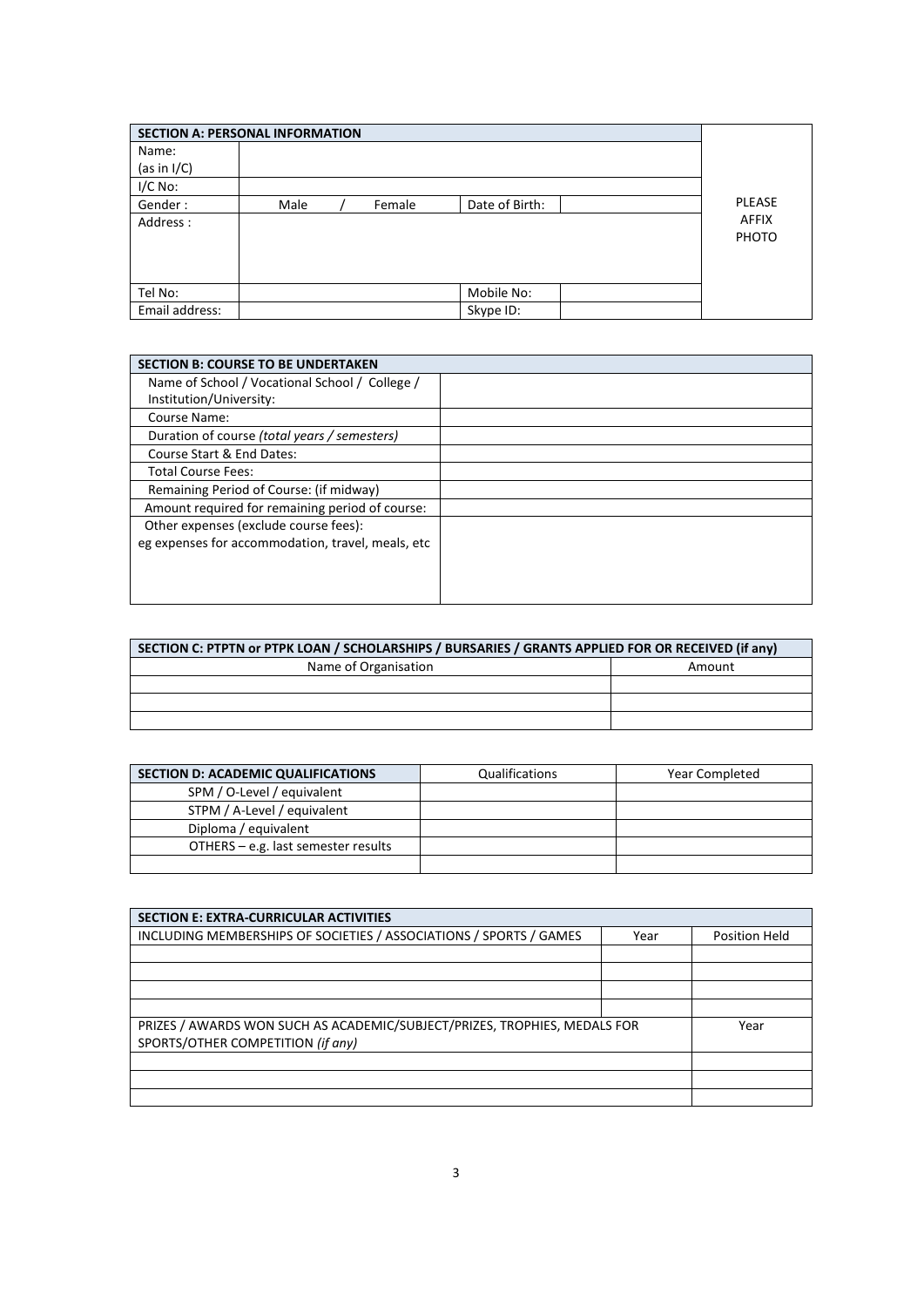| SECTION A: PERSONAL INFORMATION | | | | | |
|---|---|---|---|---|---|
| Name: (as in I/C) | | | | | PLEASE AFFIX PHOTO |
| I/C No: | | | | | |
| Gender : | Male / Female | | Date of Birth: | | |
| Address : | | | | | |
| Tel No: | | | Mobile No: | | |
| Email address: | | | Skype ID: | | |

| SECTION B: COURSE TO BE UNDERTAKEN | |
|---|---|
| Name of School / Vocational School / College / Institution/University: | |
| Course Name: | |
| Duration of course *(total years / semesters)* | |
| Course Start & End Dates: | |
| Total Course Fees: | |
| Remaining Period of Course: (if midway) | |
| Amount required for remaining period of course: | |
| Other expenses (exclude course fees): eg expenses for accommodation, travel, meals, etc | |

| SECTION C: PTPTN or PTPK LOAN / SCHOLARSHIPS / BURSARIES / GRANTS APPLIED FOR OR RECEIVED (if any) | |
|---|---|
| Name of Organisation | Amount |
| | |
| | |
| | |

| SECTION D: ACADEMIC QUALIFICATIONS | Qualifications | Year Completed |
|---|---|---|
| SPM / O-Level / equivalent | | |
| STPM / A-Level / equivalent | | |
| Diploma / equivalent | | |
| OTHERS – e.g. last semester results | | |
| | | |

| SECTION E: EXTRA-CURRICULAR ACTIVITIES | | |
|---|---|---|
| INCLUDING MEMBERSHIPS OF SOCIETIES / ASSOCIATIONS / SPORTS / GAMES | Year | Position Held |
| | | |
| | | |
| | | |
| | | |
| PRIZES / AWARDS WON SUCH AS ACADEMIC/SUBJECT/PRIZES, TROPHIES, MEDALS FOR SPORTS/OTHER COMPETITION *(if any)* | | Year |
| | | |
| | | |
| | | |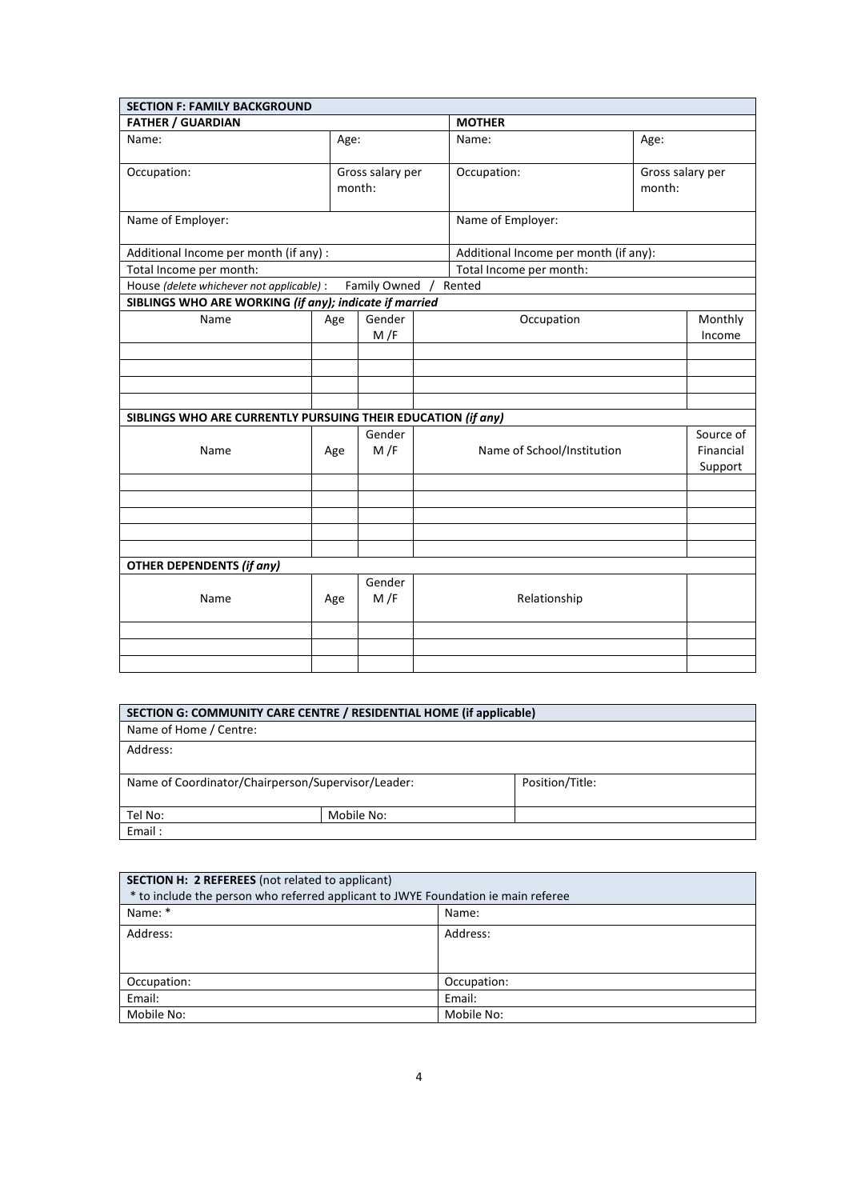| **SECTION F: FAMILY BACKGROUND** | | | |
|---|---|---|---|
| **FATHER / GUARDIAN** | | **MOTHER** | |
| Name: | Age: | Name: | Age: |
| Occupation: | Gross salary per month: | Occupation: | Gross salary per month: |
| Name of Employer: | | Name of Employer: | |
| Additional Income per month (if any) : | | Additional Income per month (if any): | |
| Total Income per month: | | Total Income per month: | |
| House *(delete whichever not applicable)* : Family Owned / Rented | | | |

**SIBLINGS WHO ARE WORKING *(if any); indicate if married***

| Name | Age | Gender M /F | Occupation | Monthly Income |
|---|---|---|---|---|
| | | | | |
| | | | | |
| | | | | |
| | | | | |

**SIBLINGS WHO ARE CURRENTLY PURSUING THEIR EDUCATION *(if any)***

| Name | Age | Gender M /F | Name of School/Institution | Source of Financial Support |
|---|---|---|---|---|
| | | | | |
| | | | | |
| | | | | |
| | | | | |
| | | | | |

**OTHER DEPENDENTS *(if any)***

| Name | Age | Gender M /F | Relationship | |
|---|---|---|---|---|
| | | | | |
| | | | | |
| | | | | |

| **SECTION G: COMMUNITY CARE CENTRE / RESIDENTIAL HOME (if applicable)** | | |
|---|---|---|
| Name of Home / Centre: | | |
| Address: | | |
| Name of Coordinator/Chairperson/Supervisor/Leader: | | Position/Title: |
| Tel No: | Mobile No: | |
| Email : | | |

| **SECTION H: 2 REFEREES** (not related to applicant)<br>* to include the person who referred applicant to JWYE Foundation ie main referee | |
|---|---|
| Name: * | Name: |
| Address: | Address: |
| Occupation: | Occupation: |
| Email: | Email: |
| Mobile No: | Mobile No: |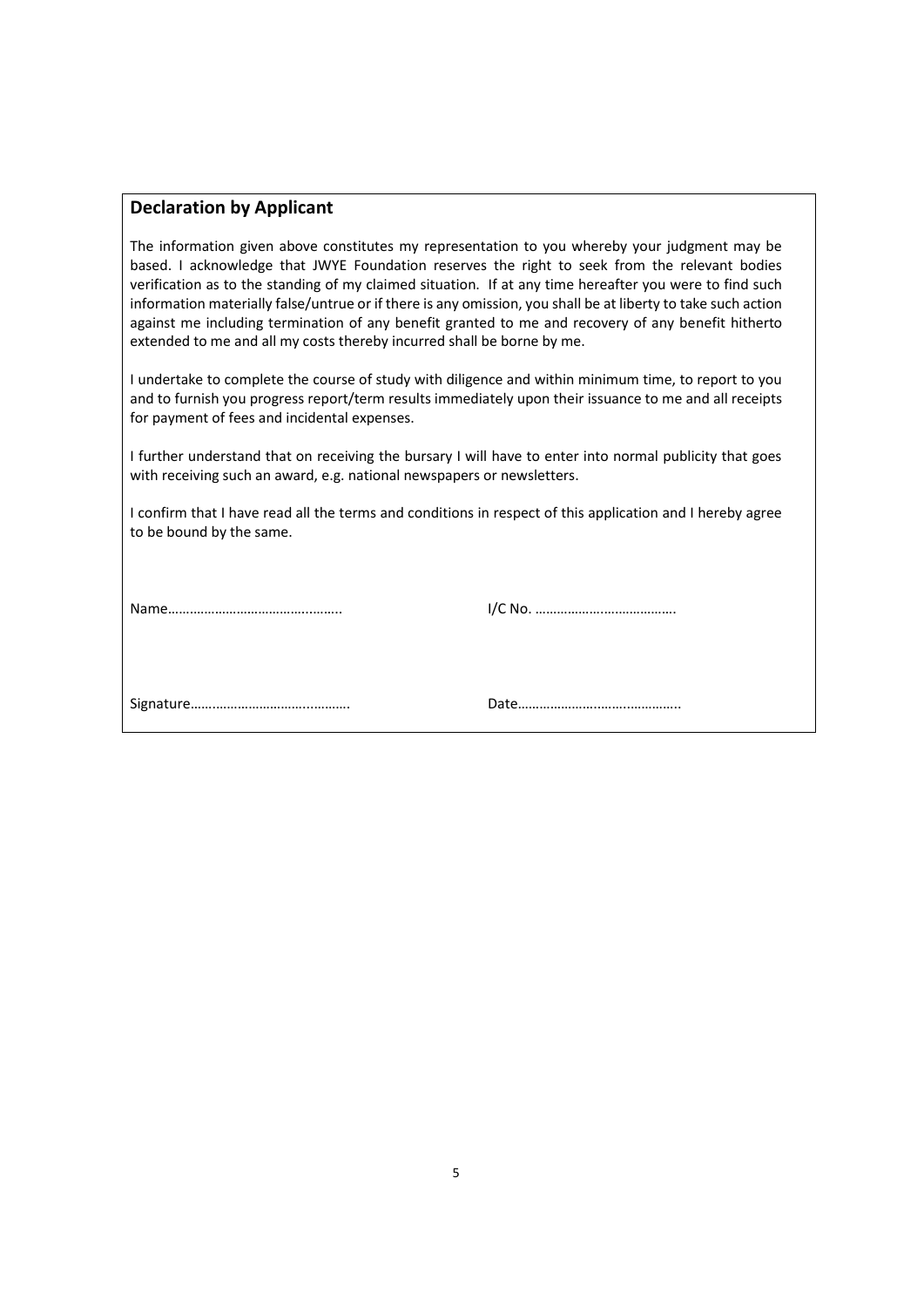## Declaration by Applicant

The information given above constitutes my representation to you whereby your judgment may be based. I acknowledge that JWYE Foundation reserves the right to seek from the relevant bodies verification as to the standing of my claimed situation. If at any time hereafter you were to find such information materially false/untrue or if there is any omission, you shall be at liberty to take such action against me including termination of any benefit granted to me and recovery of any benefit hitherto extended to me and all my costs thereby incurred shall be borne by me.

I undertake to complete the course of study with diligence and within minimum time, to report to you and to furnish you progress report/term results immediately upon their issuance to me and all receipts for payment of fees and incidental expenses.

I further understand that on receiving the bursary I will have to enter into normal publicity that goes with receiving such an award, e.g. national newspapers or newsletters.

I confirm that I have read all the terms and conditions in respect of this application and I hereby agree to be bound by the same.

Name……………………………………….. I/C No. ……………………………….

Signature…………………………………… Date……………………………………..